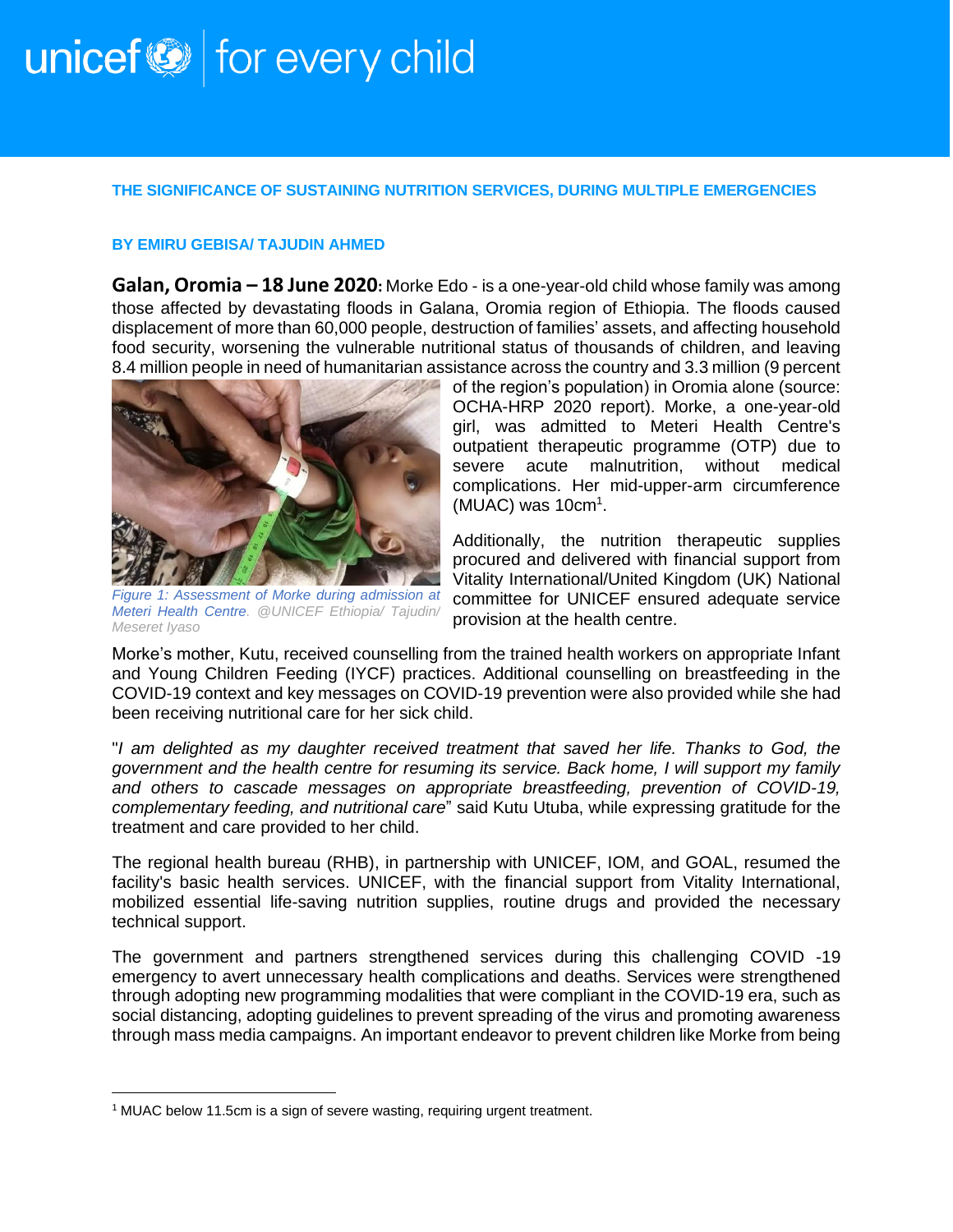# THE SIGNIFICANCE OF SUSTAINING NUTRITION SERVICES, DURING MULTIPLE EMERGENCIES

**BY EMIRU GEBISA/ TAJUDIN AHMED**

**Galan, Oromia – 18 June 2020:** Morke Edo - is a one-year-old child whose family was among those affected by devastating floods in Galana, Oromia region of Ethiopia. The floods caused displacement of more than 60,000 people, destruction of families' assets, and affecting household food security, worsening the vulnerable nutritional status of thousands of children, and leaving 8.4 million people in need of humanitarian assistance across the country and 3.3 million (9 percent of the region's population) in Oromia alone (source: OCHA-HRP 2020 report). Morke, a one-year-old girl, was admitted to Meteri Health Centre's outpatient therapeutic programme (OTP) due to severe acute malnutrition, without medical complications. Her mid-upper-arm circumference (MUAC) was 10cm[1].

*Figure 1: Assessment of Morke during admission at Meteri Health Centre. @UNICEF Ethiopia/ Tajudin/ Meseret Iyaso*

Additionally, the nutrition therapeutic supplies procured and delivered with financial support from Vitality International/United Kingdom (UK) National committee for UNICEF ensured adequate service provision at the health centre.

Morke's mother, Kutu, received counselling from the trained health workers on appropriate Infant and Young Children Feeding (IYCF) practices. Additional counselling on breastfeeding in the COVID-19 context and key messages on COVID-19 prevention were also provided while she had been receiving nutritional care for her sick child.

"*I am delighted as my daughter received treatment that saved her life. Thanks to God, the government and the health centre for resuming its service. Back home, I will support my family and others to cascade messages on appropriate breastfeeding, prevention of COVID-19, complementary feeding, and nutritional care*" said Kutu Utuba, while expressing gratitude for the treatment and care provided to her child.

The regional health bureau (RHB), in partnership with UNICEF, IOM, and GOAL, resumed the facility's basic health services. UNICEF, with the financial support from Vitality International, mobilized essential life-saving nutrition supplies, routine drugs and provided the necessary technical support.

The government and partners strengthened services during this challenging COVID -19 emergency to avert unnecessary health complications and deaths. Services were strengthened through adopting new programming modalities that were compliant in the COVID-19 era, such as social distancing, adopting guidelines to prevent spreading of the virus and promoting awareness through mass media campaigns. An important endeavor to prevent children like Morke from being

[1] MUAC below 11.5cm is a sign of severe wasting, requiring urgent treatment.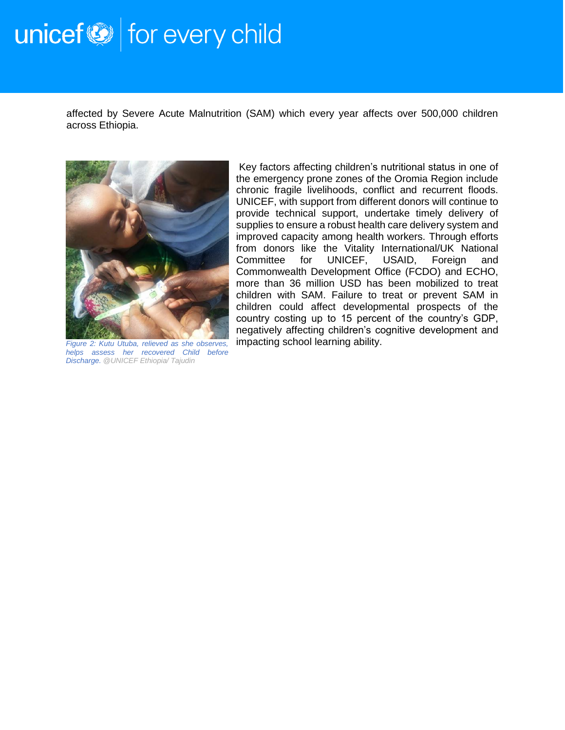affected by Severe Acute Malnutrition (SAM) which every year affects over 500,000 children across Ethiopia.

*Figure 2: Kutu Utuba, relieved as she observes, helps assess her recovered Child before Discharge. @UNICEF Ethiopia/ Tajudin*

Key factors affecting children's nutritional status in one of the emergency prone zones of the Oromia Region include chronic fragile livelihoods, conflict and recurrent floods. UNICEF, with support from different donors will continue to provide technical support, undertake timely delivery of supplies to ensure a robust health care delivery system and improved capacity among health workers. Through efforts from donors like the Vitality International/UK National Committee for UNICEF, USAID, Foreign and Commonwealth Development Office (FCDO) and ECHO, more than 36 million USD has been mobilized to treat children with SAM. Failure to treat or prevent SAM in children could affect developmental prospects of the country costing up to 15 percent of the country's GDP, negatively affecting children's cognitive development and impacting school learning ability.